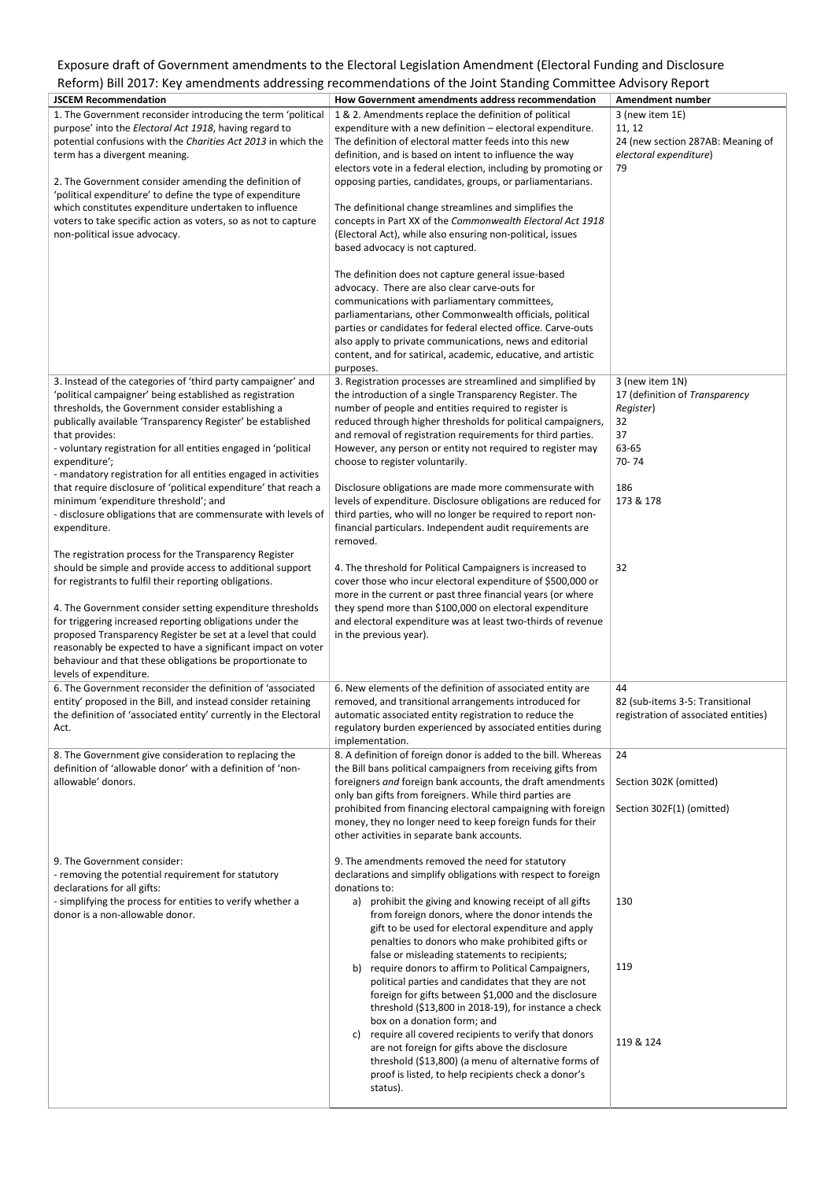# Exposure draft of Government amendments to the Electoral Legislation Amendment (Electoral Funding and Disclosure Reform) Bill 2017: Key amendments addressing recommendations of the Joint Standing Committee Advisory Report

| JSCEM Recommendation | How Government amendments address recommendation | Amendment number |
|---|---|---|
| 1. The Government reconsider introducing the term 'political purpose' into the *Electoral Act 1918*, having regard to potential confusions with the *Charities Act 2013* in which the term has a divergent meaning.<br><br>2. The Government consider amending the definition of 'political expenditure' to define the type of expenditure which constitutes expenditure undertaken to influence voters to take specific action as voters, so as not to capture non-political issue advocacy. | 1 & 2. Amendments replace the definition of political expenditure with a new definition – electoral expenditure. The definition of electoral matter feeds into this new definition, and is based on intent to influence the way electors vote in a federal election, including by promoting or opposing parties, candidates, groups, or parliamentarians.<br><br>The definitional change streamlines and simplifies the concepts in Part XX of the *Commonwealth Electoral Act 1918* (Electoral Act), while also ensuring non-political, issues based advocacy is not captured.<br><br>The definition does not capture general issue-based advocacy. There are also clear carve-outs for communications with parliamentary committees, parliamentarians, other Commonwealth officials, political parties or candidates for federal elected office. Carve-outs also apply to private communications, news and editorial content, and for satirical, academic, educative, and artistic purposes. | 3 (new item 1E)<br>11, 12<br>24 (new section 287AB: Meaning of *electoral expenditure*)<br>79 |
| 3. Instead of the categories of 'third party campaigner' and 'political campaigner' being established as registration thresholds, the Government consider establishing a publically available 'Transparency Register' be established that provides:<br>- voluntary registration for all entities engaged in 'political expenditure';<br>- mandatory registration for all entities engaged in activities that require disclosure of 'political expenditure' that reach a minimum 'expenditure threshold'; and<br>- disclosure obligations that are commensurate with levels of expenditure.<br><br>The registration process for the Transparency Register should be simple and provide access to additional support for registrants to fulfil their reporting obligations.<br><br>4. The Government consider setting expenditure thresholds for triggering increased reporting obligations under the proposed Transparency Register be set at a level that could reasonably be expected to have a significant impact on voter behaviour and that these obligations be proportionate to levels of expenditure. | 3. Registration processes are streamlined and simplified by the introduction of a single Transparency Register. The number of people and entities required to register is reduced through higher thresholds for political campaigners, and removal of registration requirements for third parties. However, any person or entity not required to register may choose to register voluntarily.<br><br>Disclosure obligations are made more commensurate with levels of expenditure. Disclosure obligations are reduced for third parties, who will no longer be required to report non-financial particulars. Independent audit requirements are removed.<br><br>4. The threshold for Political Campaigners is increased to cover those who incur electoral expenditure of $500,000 or more in the current or past three financial years (or where they spend more than $100,000 on electoral expenditure and electoral expenditure was at least two-thirds of revenue in the previous year). | 3 (new item 1N)<br>17 (definition of *Transparency Register*)<br>32<br>37<br>63-65<br>70- 74<br><br>186<br>173 & 178<br><br><br>32 |
| 6. The Government reconsider the definition of 'associated entity' proposed in the Bill, and instead consider retaining the definition of 'associated entity' currently in the Electoral Act. | 6. New elements of the definition of associated entity are removed, and transitional arrangements introduced for automatic associated entity registration to reduce the regulatory burden experienced by associated entities during implementation. | 44<br>82 (sub-items 3-5: Transitional registration of associated entities) |
| 8. The Government give consideration to replacing the definition of 'allowable donor' with a definition of 'non-allowable' donors.<br><br><br><br><br><br>9. The Government consider:<br>- removing the potential requirement for statutory declarations for all gifts:<br>- simplifying the process for entities to verify whether a donor is a non-allowable donor. | 8. A definition of foreign donor is added to the bill. Whereas the Bill bans political campaigners from receiving gifts from foreigners *and* foreign bank accounts, the draft amendments only ban gifts from foreigners. While third parties are prohibited from financing electoral campaigning with foreign money, they no longer need to keep foreign funds for their other activities in separate bank accounts.<br><br>9. The amendments removed the need for statutory declarations and simplify obligations with respect to foreign donations to:<br>a) prohibit the giving and knowing receipt of all gifts from foreign donors, where the donor intends the gift to be used for electoral expenditure and apply penalties to donors who make prohibited gifts or false or misleading statements to recipients;<br>b) require donors to affirm to Political Campaigners, political parties and candidates that they are not foreign for gifts between $1,000 and the disclosure threshold ($13,800 in 2018-19), for instance a check box on a donation form; and<br>c) require all covered recipients to verify that donors are not foreign for gifts above the disclosure threshold ($13,800) (a menu of alternative forms of proof is listed, to help recipients check a donor's status). | 24<br><br>Section 302K (omitted)<br><br>Section 302F(1) (omitted)<br><br><br><br><br>130<br><br><br>119<br><br><br>119 & 124 |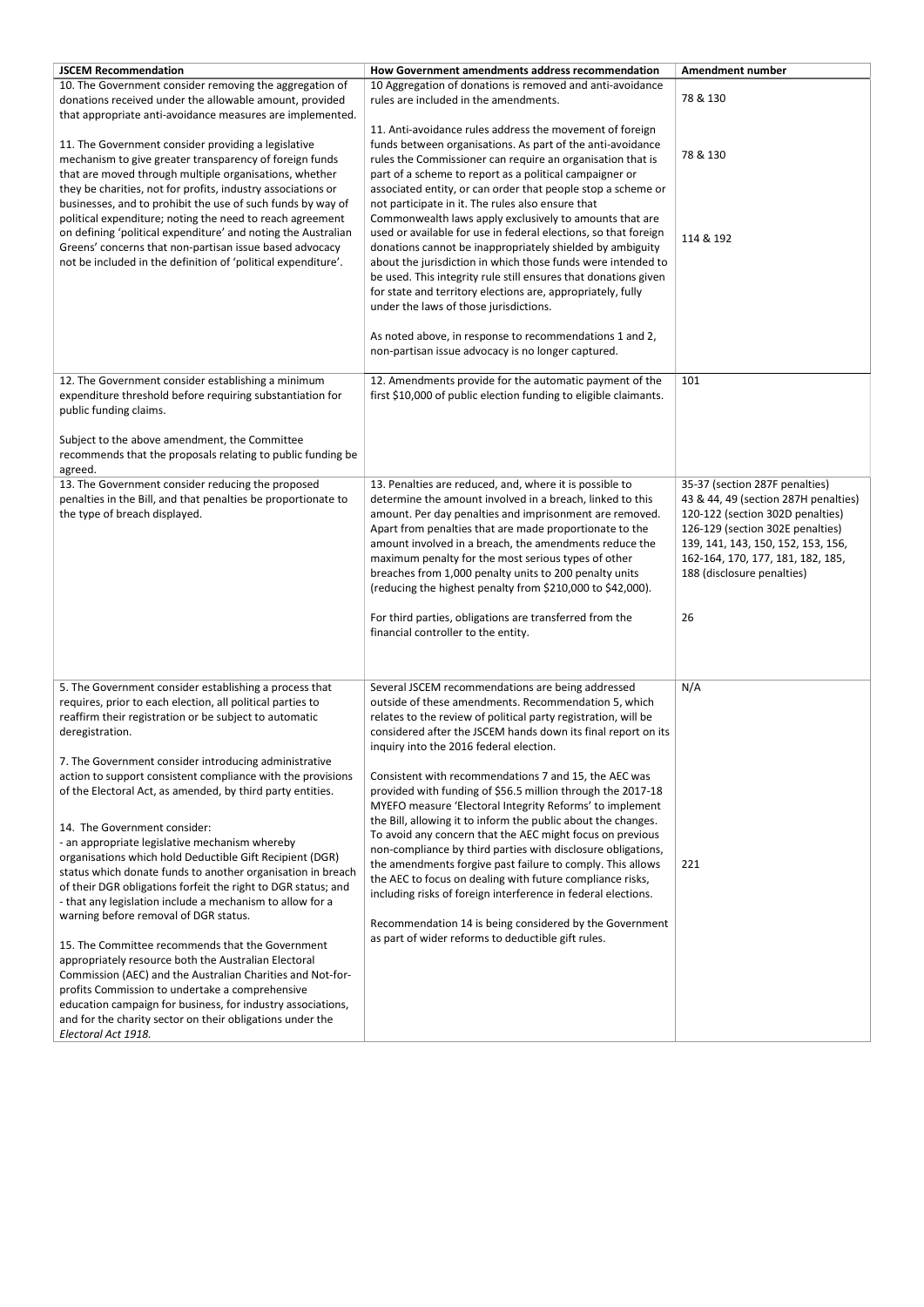| JSCEM Recommendation | How Government amendments address recommendation | Amendment number |
|---|---|---|
| 10. The Government consider removing the aggregation of donations received under the allowable amount, provided that appropriate anti-avoidance measures are implemented.<br><br>11. The Government consider providing a legislative mechanism to give greater transparency of foreign funds that are moved through multiple organisations, whether they be charities, not for profits, industry associations or businesses, and to prohibit the use of such funds by way of political expenditure; noting the need to reach agreement on defining 'political expenditure' and noting the Australian Greens' concerns that non-partisan issue based advocacy not be included in the definition of 'political expenditure'. | 10 Aggregation of donations is removed and anti-avoidance rules are included in the amendments.<br><br>11. Anti-avoidance rules address the movement of foreign funds between organisations. As part of the anti-avoidance rules the Commissioner can require an organisation that is part of a scheme to report as a political campaigner or associated entity, or can order that people stop a scheme or not participate in it. The rules also ensure that Commonwealth laws apply exclusively to amounts that are used or available for use in federal elections, so that foreign donations cannot be inappropriately shielded by ambiguity about the jurisdiction in which those funds were intended to be used. This integrity rule still ensures that donations given for state and territory elections are, appropriately, fully under the laws of those jurisdictions.<br><br>As noted above, in response to recommendations 1 and 2, non-partisan issue advocacy is no longer captured. | 78 & 130<br><br>78 & 130<br><br>114 & 192 |
| 12. The Government consider establishing a minimum expenditure threshold before requiring substantiation for public funding claims.<br><br>Subject to the above amendment, the Committee recommends that the proposals relating to public funding be agreed. | 12. Amendments provide for the automatic payment of the first $10,000 of public election funding to eligible claimants. | 101 |
| 13. The Government consider reducing the proposed penalties in the Bill, and that penalties be proportionate to the type of breach displayed. | 13. Penalties are reduced, and, where it is possible to determine the amount involved in a breach, linked to this amount. Per day penalties and imprisonment are removed. Apart from penalties that are made proportionate to the amount involved in a breach, the amendments reduce the maximum penalty for the most serious types of other breaches from 1,000 penalty units to 200 penalty units (reducing the highest penalty from $210,000 to $42,000).<br><br>For third parties, obligations are transferred from the financial controller to the entity. | 35-37 (section 287F penalties)<br>43 & 44, 49 (section 287H penalties)<br>120-122 (section 302D penalties)<br>126-129 (section 302E penalties)<br>139, 141, 143, 150, 152, 153, 156, 162-164, 170, 177, 181, 182, 185, 188 (disclosure penalties)<br><br>26 |
| 5. The Government consider establishing a process that requires, prior to each election, all political parties to reaffirm their registration or be subject to automatic deregistration.<br><br>7. The Government consider introducing administrative action to support consistent compliance with the provisions of the Electoral Act, as amended, by third party entities.<br><br>14. The Government consider:<br>- an appropriate legislative mechanism whereby organisations which hold Deductible Gift Recipient (DGR) status which donate funds to another organisation in breach of their DGR obligations forfeit the right to DGR status; and<br>- that any legislation include a mechanism to allow for a warning before removal of DGR status.<br><br>15. The Committee recommends that the Government appropriately resource both the Australian Electoral Commission (AEC) and the Australian Charities and Not-for-profits Commission to undertake a comprehensive education campaign for business, for industry associations, and for the charity sector on their obligations under the *Electoral Act 1918.* | Several JSCEM recommendations are being addressed outside of these amendments. Recommendation 5, which relates to the review of political party registration, will be considered after the JSCEM hands down its final report on its inquiry into the 2016 federal election.<br><br>Consistent with recommendations 7 and 15, the AEC was provided with funding of $56.5 million through the 2017-18 MYEFO measure 'Electoral Integrity Reforms' to implement the Bill, allowing it to inform the public about the changes. To avoid any concern that the AEC might focus on previous non-compliance by third parties with disclosure obligations, the amendments forgive past failure to comply. This allows the AEC to focus on dealing with future compliance risks, including risks of foreign interference in federal elections.<br><br>Recommendation 14 is being considered by the Government as part of wider reforms to deductible gift rules. | N/A<br><br>221 |